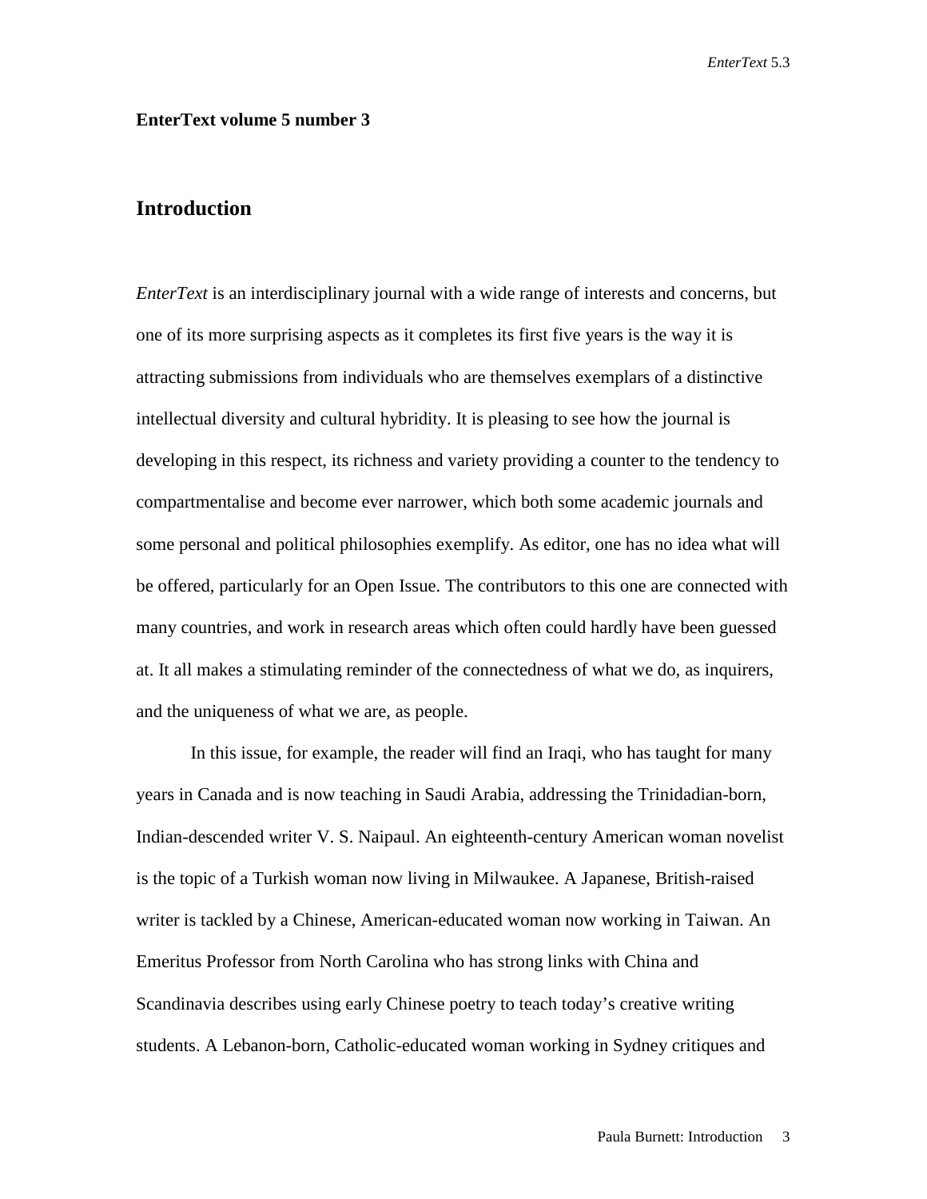**EnterText volume 5 number 3**

## Introduction

*EnterText* is an interdisciplinary journal with a wide range of interests and concerns, but one of its more surprising aspects as it completes its first five years is the way it is attracting submissions from individuals who are themselves exemplars of a distinctive intellectual diversity and cultural hybridity. It is pleasing to see how the journal is developing in this respect, its richness and variety providing a counter to the tendency to compartmentalise and become ever narrower, which both some academic journals and some personal and political philosophies exemplify. As editor, one has no idea what will be offered, particularly for an Open Issue. The contributors to this one are connected with many countries, and work in research areas which often could hardly have been guessed at. It all makes a stimulating reminder of the connectedness of what we do, as inquirers, and the uniqueness of what we are, as people.

In this issue, for example, the reader will find an Iraqi, who has taught for many years in Canada and is now teaching in Saudi Arabia, addressing the Trinidadian-born, Indian-descended writer V. S. Naipaul. An eighteenth-century American woman novelist is the topic of a Turkish woman now living in Milwaukee. A Japanese, British-raised writer is tackled by a Chinese, American-educated woman now working in Taiwan. An Emeritus Professor from North Carolina who has strong links with China and Scandinavia describes using early Chinese poetry to teach today's creative writing students. A Lebanon-born, Catholic-educated woman working in Sydney critiques and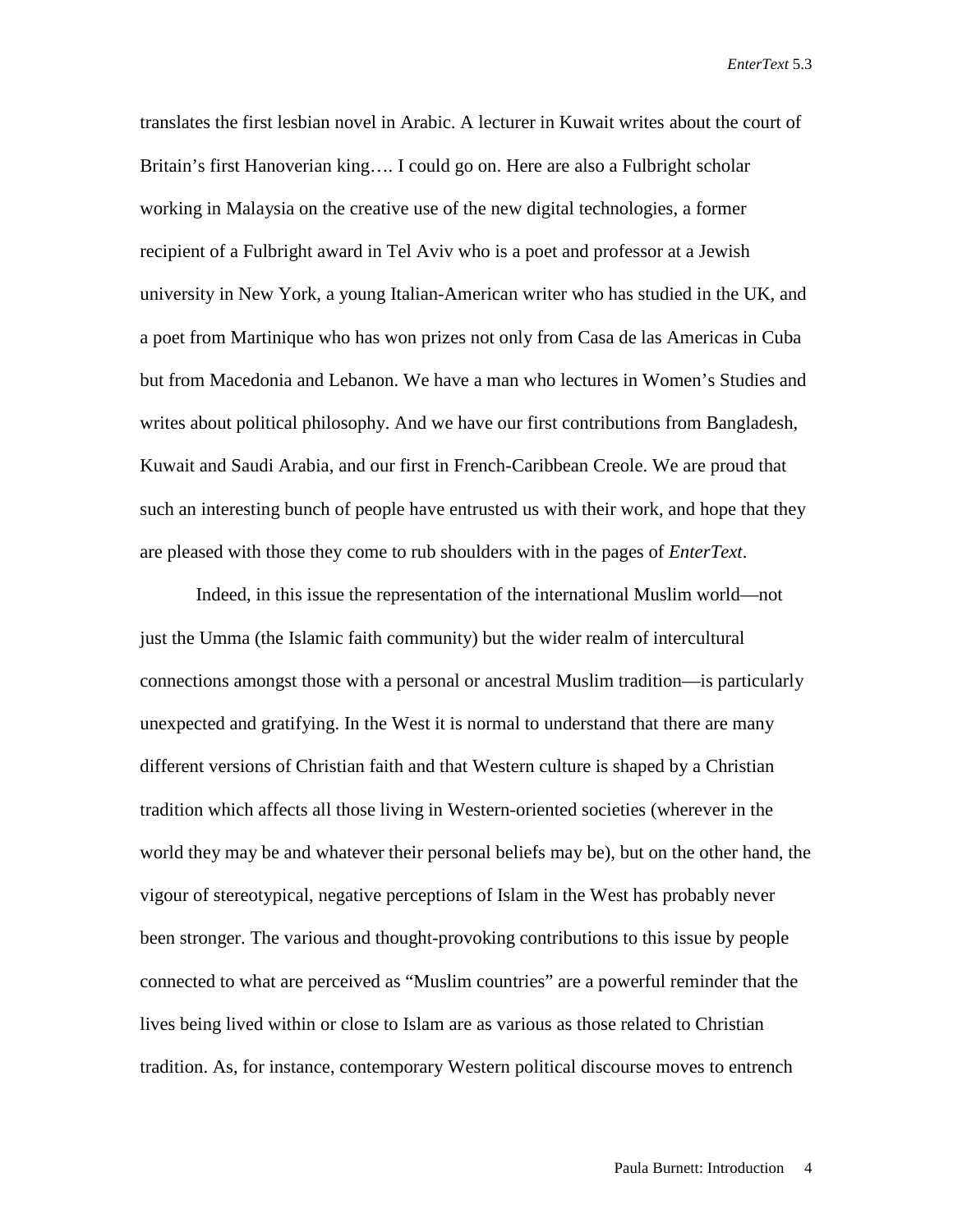translates the first lesbian novel in Arabic. A lecturer in Kuwait writes about the court of Britain's first Hanoverian king…. I could go on. Here are also a Fulbright scholar working in Malaysia on the creative use of the new digital technologies, a former recipient of a Fulbright award in Tel Aviv who is a poet and professor at a Jewish university in New York, a young Italian-American writer who has studied in the UK, and a poet from Martinique who has won prizes not only from Casa de las Americas in Cuba but from Macedonia and Lebanon. We have a man who lectures in Women's Studies and writes about political philosophy. And we have our first contributions from Bangladesh, Kuwait and Saudi Arabia, and our first in French-Caribbean Creole. We are proud that such an interesting bunch of people have entrusted us with their work, and hope that they are pleased with those they come to rub shoulders with in the pages of *EnterText*.

Indeed, in this issue the representation of the international Muslim world—not just the Umma (the Islamic faith community) but the wider realm of intercultural connections amongst those with a personal or ancestral Muslim tradition—is particularly unexpected and gratifying. In the West it is normal to understand that there are many different versions of Christian faith and that Western culture is shaped by a Christian tradition which affects all those living in Western-oriented societies (wherever in the world they may be and whatever their personal beliefs may be), but on the other hand, the vigour of stereotypical, negative perceptions of Islam in the West has probably never been stronger. The various and thought-provoking contributions to this issue by people connected to what are perceived as "Muslim countries" are a powerful reminder that the lives being lived within or close to Islam are as various as those related to Christian tradition. As, for instance, contemporary Western political discourse moves to entrench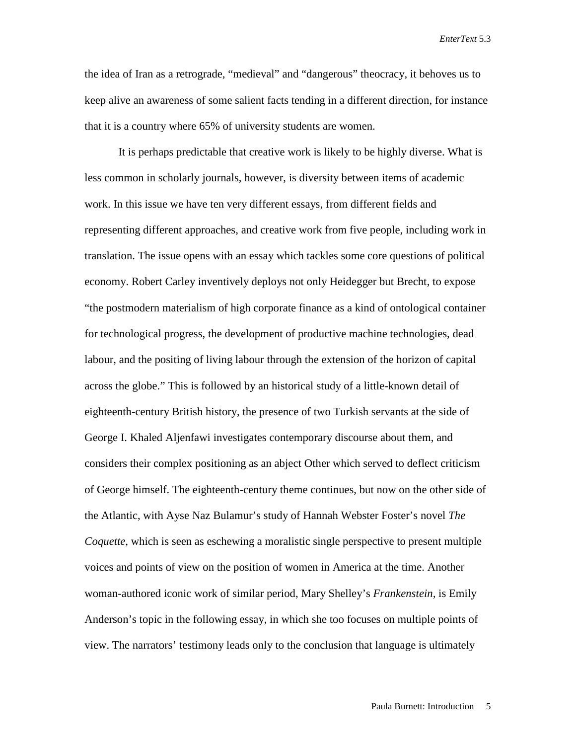the idea of Iran as a retrograde, "medieval" and "dangerous" theocracy, it behoves us to keep alive an awareness of some salient facts tending in a different direction, for instance that it is a country where 65% of university students are women.

It is perhaps predictable that creative work is likely to be highly diverse. What is less common in scholarly journals, however, is diversity between items of academic work. In this issue we have ten very different essays, from different fields and representing different approaches, and creative work from five people, including work in translation. The issue opens with an essay which tackles some core questions of political economy. Robert Carley inventively deploys not only Heidegger but Brecht, to expose "the postmodern materialism of high corporate finance as a kind of ontological container for technological progress, the development of productive machine technologies, dead labour, and the positing of living labour through the extension of the horizon of capital across the globe." This is followed by an historical study of a little-known detail of eighteenth-century British history, the presence of two Turkish servants at the side of George I. Khaled Aljenfawi investigates contemporary discourse about them, and considers their complex positioning as an abject Other which served to deflect criticism of George himself. The eighteenth-century theme continues, but now on the other side of the Atlantic, with Ayse Naz Bulamur's study of Hannah Webster Foster's novel *The Coquette*, which is seen as eschewing a moralistic single perspective to present multiple voices and points of view on the position of women in America at the time. Another woman-authored iconic work of similar period, Mary Shelley's *Frankenstein*, is Emily Anderson's topic in the following essay, in which she too focuses on multiple points of view. The narrators' testimony leads only to the conclusion that language is ultimately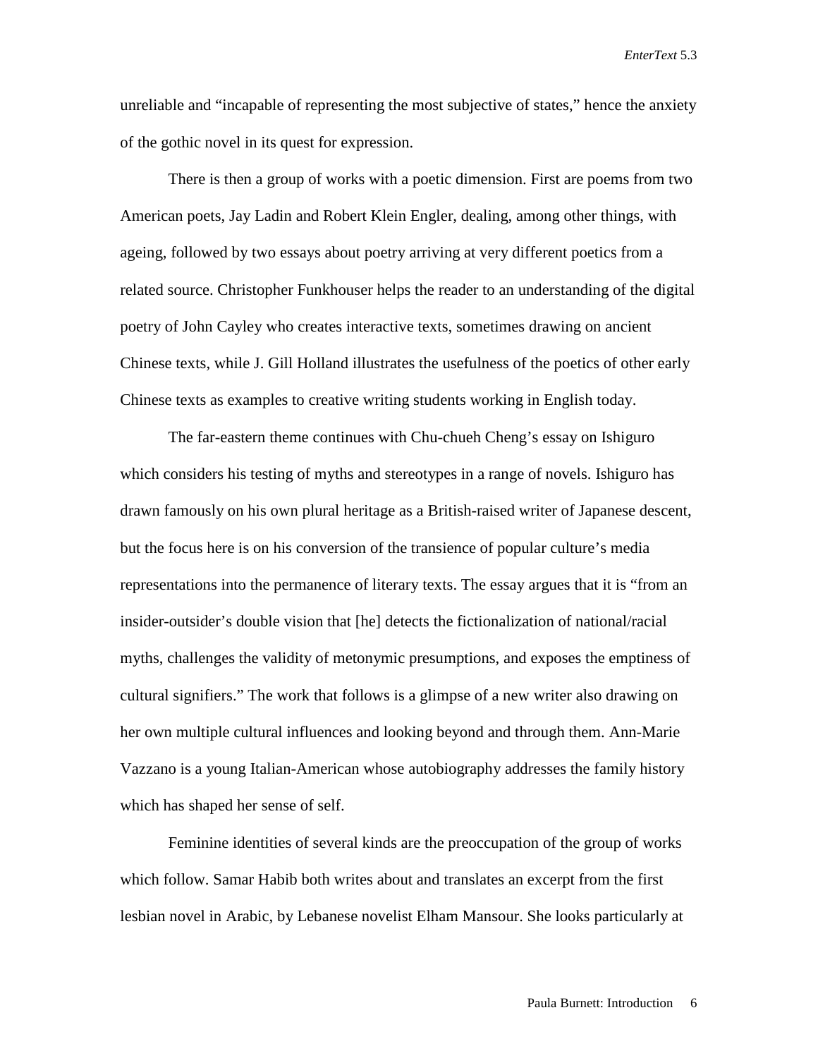unreliable and "incapable of representing the most subjective of states," hence the anxiety of the gothic novel in its quest for expression.

There is then a group of works with a poetic dimension. First are poems from two American poets, Jay Ladin and Robert Klein Engler, dealing, among other things, with ageing, followed by two essays about poetry arriving at very different poetics from a related source. Christopher Funkhouser helps the reader to an understanding of the digital poetry of John Cayley who creates interactive texts, sometimes drawing on ancient Chinese texts, while J. Gill Holland illustrates the usefulness of the poetics of other early Chinese texts as examples to creative writing students working in English today.

The far-eastern theme continues with Chu-chueh Cheng's essay on Ishiguro which considers his testing of myths and stereotypes in a range of novels. Ishiguro has drawn famously on his own plural heritage as a British-raised writer of Japanese descent, but the focus here is on his conversion of the transience of popular culture's media representations into the permanence of literary texts. The essay argues that it is "from an insider-outsider's double vision that [he] detects the fictionalization of national/racial myths, challenges the validity of metonymic presumptions, and exposes the emptiness of cultural signifiers." The work that follows is a glimpse of a new writer also drawing on her own multiple cultural influences and looking beyond and through them. Ann-Marie Vazzano is a young Italian-American whose autobiography addresses the family history which has shaped her sense of self.

Feminine identities of several kinds are the preoccupation of the group of works which follow. Samar Habib both writes about and translates an excerpt from the first lesbian novel in Arabic, by Lebanese novelist Elham Mansour. She looks particularly at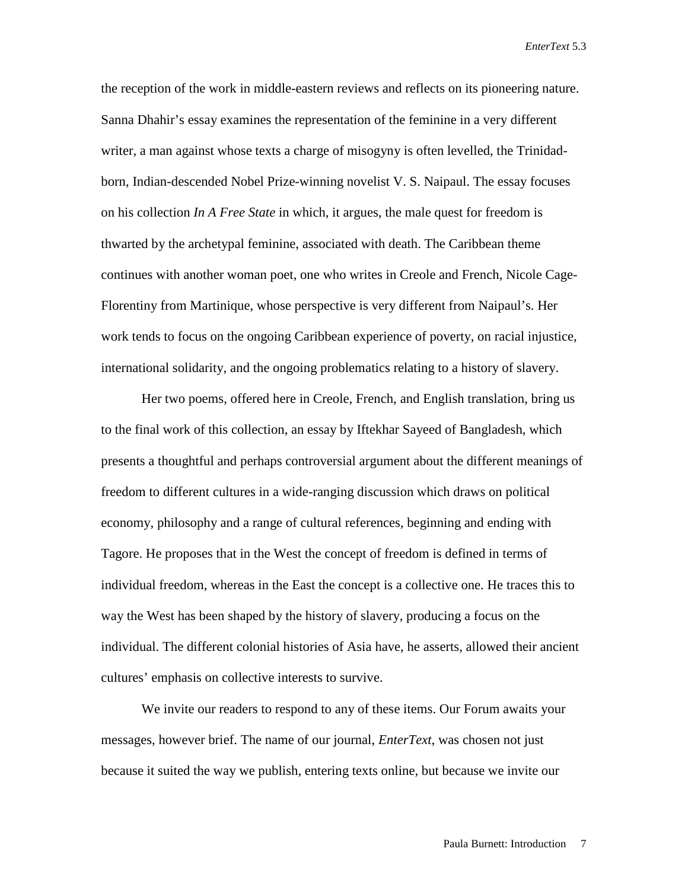the reception of the work in middle-eastern reviews and reflects on its pioneering nature. Sanna Dhahir's essay examines the representation of the feminine in a very different writer, a man against whose texts a charge of misogyny is often levelled, the Trinidad-born, Indian-descended Nobel Prize-winning novelist V. S. Naipaul. The essay focuses on his collection *In A Free State* in which, it argues, the male quest for freedom is thwarted by the archetypal feminine, associated with death. The Caribbean theme continues with another woman poet, one who writes in Creole and French, Nicole Cage-Florentiny from Martinique, whose perspective is very different from Naipaul's. Her work tends to focus on the ongoing Caribbean experience of poverty, on racial injustice, international solidarity, and the ongoing problematics relating to a history of slavery.

Her two poems, offered here in Creole, French, and English translation, bring us to the final work of this collection, an essay by Iftekhar Sayeed of Bangladesh, which presents a thoughtful and perhaps controversial argument about the different meanings of freedom to different cultures in a wide-ranging discussion which draws on political economy, philosophy and a range of cultural references, beginning and ending with Tagore. He proposes that in the West the concept of freedom is defined in terms of individual freedom, whereas in the East the concept is a collective one. He traces this to way the West has been shaped by the history of slavery, producing a focus on the individual. The different colonial histories of Asia have, he asserts, allowed their ancient cultures' emphasis on collective interests to survive.

We invite our readers to respond to any of these items. Our Forum awaits your messages, however brief. The name of our journal, *EnterText*, was chosen not just because it suited the way we publish, entering texts online, but because we invite our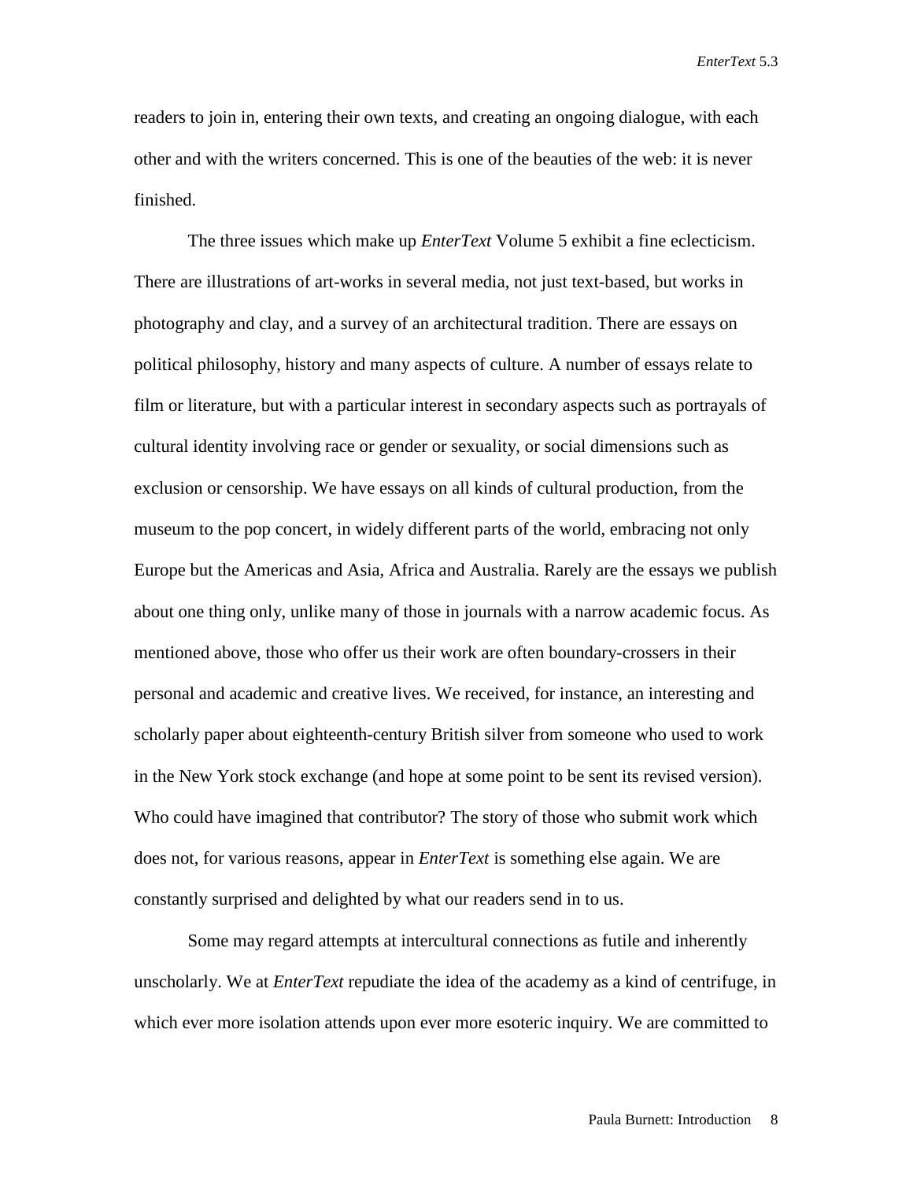readers to join in, entering their own texts, and creating an ongoing dialogue, with each other and with the writers concerned. This is one of the beauties of the web: it is never finished.

The three issues which make up *EnterText* Volume 5 exhibit a fine eclecticism. There are illustrations of art-works in several media, not just text-based, but works in photography and clay, and a survey of an architectural tradition. There are essays on political philosophy, history and many aspects of culture. A number of essays relate to film or literature, but with a particular interest in secondary aspects such as portrayals of cultural identity involving race or gender or sexuality, or social dimensions such as exclusion or censorship. We have essays on all kinds of cultural production, from the museum to the pop concert, in widely different parts of the world, embracing not only Europe but the Americas and Asia, Africa and Australia. Rarely are the essays we publish about one thing only, unlike many of those in journals with a narrow academic focus. As mentioned above, those who offer us their work are often boundary-crossers in their personal and academic and creative lives. We received, for instance, an interesting and scholarly paper about eighteenth-century British silver from someone who used to work in the New York stock exchange (and hope at some point to be sent its revised version). Who could have imagined that contributor? The story of those who submit work which does not, for various reasons, appear in *EnterText* is something else again. We are constantly surprised and delighted by what our readers send in to us.

Some may regard attempts at intercultural connections as futile and inherently unscholarly. We at *EnterText* repudiate the idea of the academy as a kind of centrifuge, in which ever more isolation attends upon ever more esoteric inquiry. We are committed to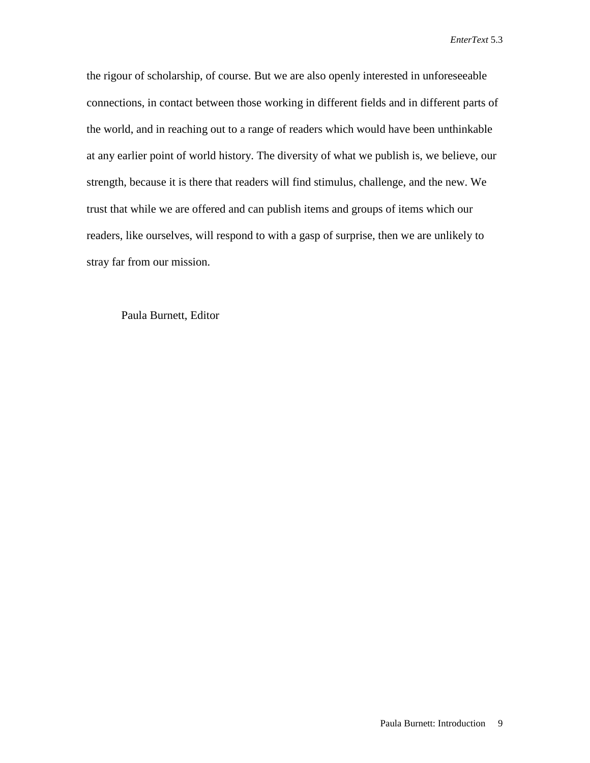the rigour of scholarship, of course. But we are also openly interested in unforeseeable connections, in contact between those working in different fields and in different parts of the world, and in reaching out to a range of readers which would have been unthinkable at any earlier point of world history. The diversity of what we publish is, we believe, our strength, because it is there that readers will find stimulus, challenge, and the new. We trust that while we are offered and can publish items and groups of items which our readers, like ourselves, will respond to with a gasp of surprise, then we are unlikely to stray far from our mission.

Paula Burnett, Editor